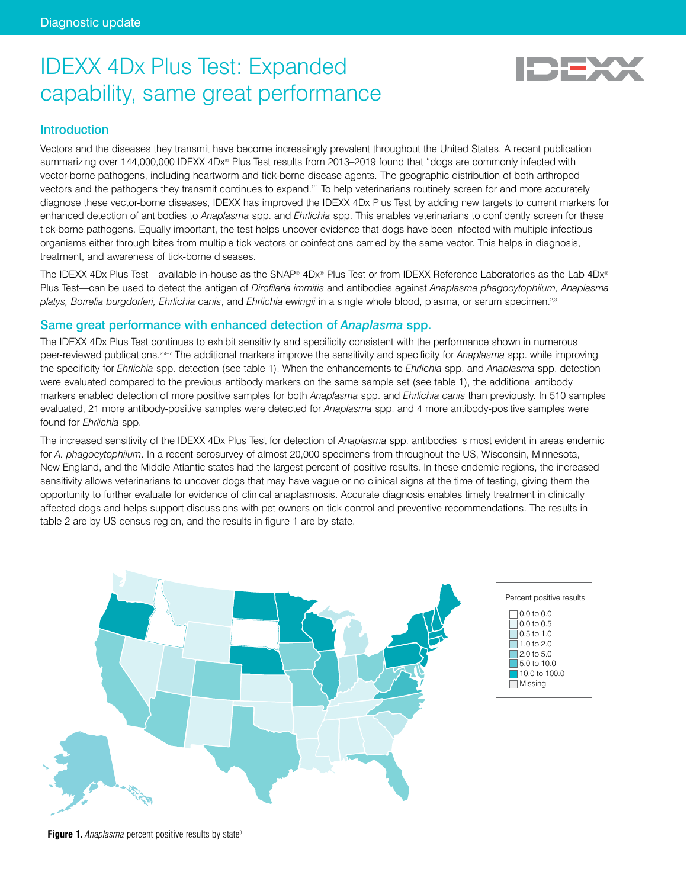Diagnostic update

# IDEXX 4Dx Plus Test: Expanded capability, same great performance

## Introduction

Vectors and the diseases they transmit have become increasingly prevalent throughout the United States. A recent publication summarizing over 144,000,000 IDEXX 4Dx® Plus Test results from 2013–2019 found that "dogs are commonly infected with vector-borne pathogens, including heartworm and tick-borne disease agents. The geographic distribution of both arthropod vectors and the pathogens they transmit continues to expand."[1] To help veterinarians routinely screen for and more accurately diagnose these vector-borne diseases, IDEXX has improved the IDEXX 4Dx Plus Test by adding new targets to current markers for enhanced detection of antibodies to *Anaplasma* spp. and *Ehrlichia* spp. This enables veterinarians to confidently screen for these tick-borne pathogens. Equally important, the test helps uncover evidence that dogs have been infected with multiple infectious organisms either through bites from multiple tick vectors or coinfections carried by the same vector. This helps in diagnosis, treatment, and awareness of tick-borne diseases.

The IDEXX 4Dx Plus Test—available in-house as the SNAP® 4Dx® Plus Test or from IDEXX Reference Laboratories as the Lab 4Dx® Plus Test—can be used to detect the antigen of *Dirofilaria immitis* and antibodies against *Anaplasma phagocytophilum, Anaplasma platys, Borrelia burgdorferi, Ehrlichia canis*, and *Ehrlichia ewingii* in a single whole blood, plasma, or serum specimen.[2,3]

## Same great performance with enhanced detection of *Anaplasma* spp.

The IDEXX 4Dx Plus Test continues to exhibit sensitivity and specificity consistent with the performance shown in numerous peer-reviewed publications.[2,4–7] The additional markers improve the sensitivity and specificity for *Anaplasma* spp. while improving the specificity for *Ehrlichia* spp. detection (see table 1). When the enhancements to *Ehrlichia* spp. and *Anaplasma* spp. detection were evaluated compared to the previous antibody markers on the same sample set (see table 1), the additional antibody markers enabled detection of more positive samples for both *Anaplasma* spp. and *Ehrlichia canis* than previously. In 510 samples evaluated, 21 more antibody-positive samples were detected for *Anaplasma* spp. and 4 more antibody-positive samples were found for *Ehrlichia* spp.

The increased sensitivity of the IDEXX 4Dx Plus Test for detection of *Anaplasma* spp. antibodies is most evident in areas endemic for *A. phagocytophilum*. In a recent serosurvey of almost 20,000 specimens from throughout the US, Wisconsin, Minnesota, New England, and the Middle Atlantic states had the largest percent of positive results. In these endemic regions, the increased sensitivity allows veterinarians to uncover dogs that may have vague or no clinical signs at the time of testing, giving them the opportunity to further evaluate for evidence of clinical anaplasmosis. Accurate diagnosis enables timely treatment in clinically affected dogs and helps support discussions with pet owners on tick control and preventive recommendations. The results in table 2 are by US census region, and the results in figure 1 are by state.

Percent positive results
- 0.0 to 0.0
- 0.0 to 0.5
- 0.5 to 1.0
- 1.0 to 2.0
- 2.0 to 5.0
- 5.0 to 10.0
- 10.0 to 100.0
- Missing

**Figure 1.** *Anaplasma* percent positive results by state[8]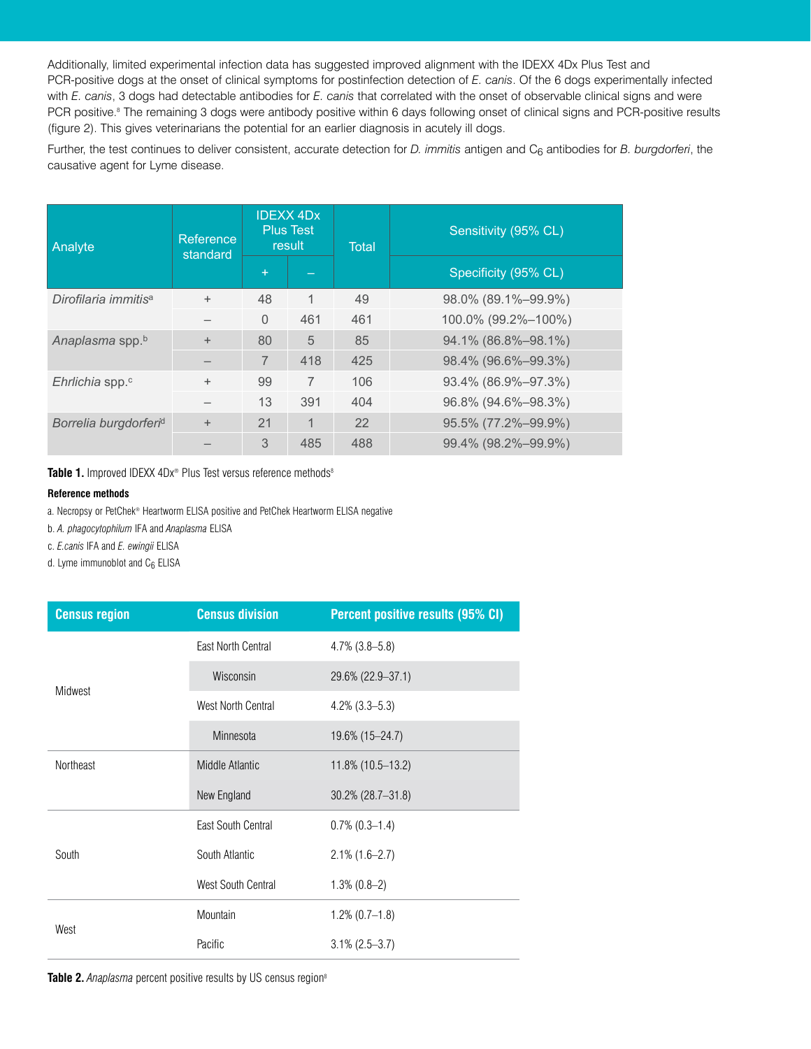Additionally, limited experimental infection data has suggested improved alignment with the IDEXX 4Dx Plus Test and PCR-positive dogs at the onset of clinical symptoms for postinfection detection of *E. canis*. Of the 6 dogs experimentally infected with *E. canis*, 3 dogs had detectable antibodies for *E. canis* that correlated with the onset of observable clinical signs and were PCR positive.[8] The remaining 3 dogs were antibody positive within 6 days following onset of clinical signs and PCR-positive results (figure 2). This gives veterinarians the potential for an earlier diagnosis in acutely ill dogs.

Further, the test continues to deliver consistent, accurate detection for *D. immitis* antigen and $C_6$ antibodies for *B. burgdorferi*, the causative agent for Lyme disease.

| Analyte | Reference standard | IDEXX 4Dx Plus Test result | | Total | Sensitivity (95% CL) / Specificity (95% CL) |
|---|---|---|---|---|---|
| | | + | – | | |
| *Dirofilaria immitis*[a] | + | 48 | 1 | 49 | 98.0% (89.1%–99.9%) |
| | – | 0 | 461 | 461 | 100.0% (99.2%–100%) |
| *Anaplasma* spp.[b] | + | 80 | 5 | 85 | 94.1% (86.8%–98.1%) |
| | – | 7 | 418 | 425 | 98.4% (96.6%–99.3%) |
| *Ehrlichia* spp.[c] | + | 99 | 7 | 106 | 93.4% (86.9%–97.3%) |
| | – | 13 | 391 | 404 | 96.8% (94.6%–98.3%) |
| *Borrelia burgdorferi*[d] | + | 21 | 1 | 22 | 95.5% (77.2%–99.9%) |
| | – | 3 | 485 | 488 | 99.4% (98.2%–99.9%) |

**Table 1.** Improved IDEXX 4Dx® Plus Test versus reference methods[8]

**Reference methods**

a. Necropsy or PetChek® Heartworm ELISA positive and PetChek Heartworm ELISA negative

b. *A. phagocytophilum* IFA and *Anaplasma* ELISA

c. *E.canis* IFA and *E. ewingii* ELISA

d. Lyme immunoblot and $C_6$ ELISA

| Census region | Census division | Percent positive results (95% CI) |
|---|---|---|
| Midwest | East North Central | 4.7% (3.8–5.8) |
| | Wisconsin | 29.6% (22.9–37.1) |
| | West North Central | 4.2% (3.3–5.3) |
| | Minnesota | 19.6% (15–24.7) |
| Northeast | Middle Atlantic | 11.8% (10.5–13.2) |
| | New England | 30.2% (28.7–31.8) |
| South | East South Central | 0.7% (0.3–1.4) |
| | South Atlantic | 2.1% (1.6–2.7) |
| | West South Central | 1.3% (0.8–2) |
| West | Mountain | 1.2% (0.7–1.8) |
| | Pacific | 3.1% (2.5–3.7) |

**Table 2.** *Anaplasma* percent positive results by US census region[8]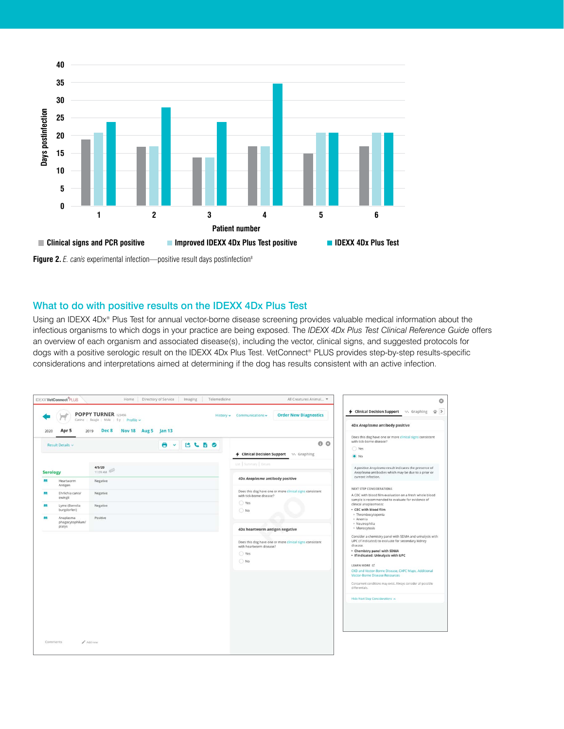**Figure 2.** *E. canis* experimental infection—positive result days postinfection[8]

## What to do with positive results on the IDEXX 4Dx Plus Test

Using an IDEXX 4Dx® Plus Test for annual vector-borne disease screening provides valuable medical information about the infectious organisms to which dogs in your practice are being exposed. The *IDEXX 4Dx Plus Test Clinical Reference Guide* offers an overview of each organism and associated disease(s), including the vector, clinical signs, and suggested protocols for dogs with a positive serologic result on the IDEXX 4Dx Plus Test. VetConnect® PLUS provides step-by-step results-specific considerations and interpretations aimed at determining if the dog has results consistent with an active infection.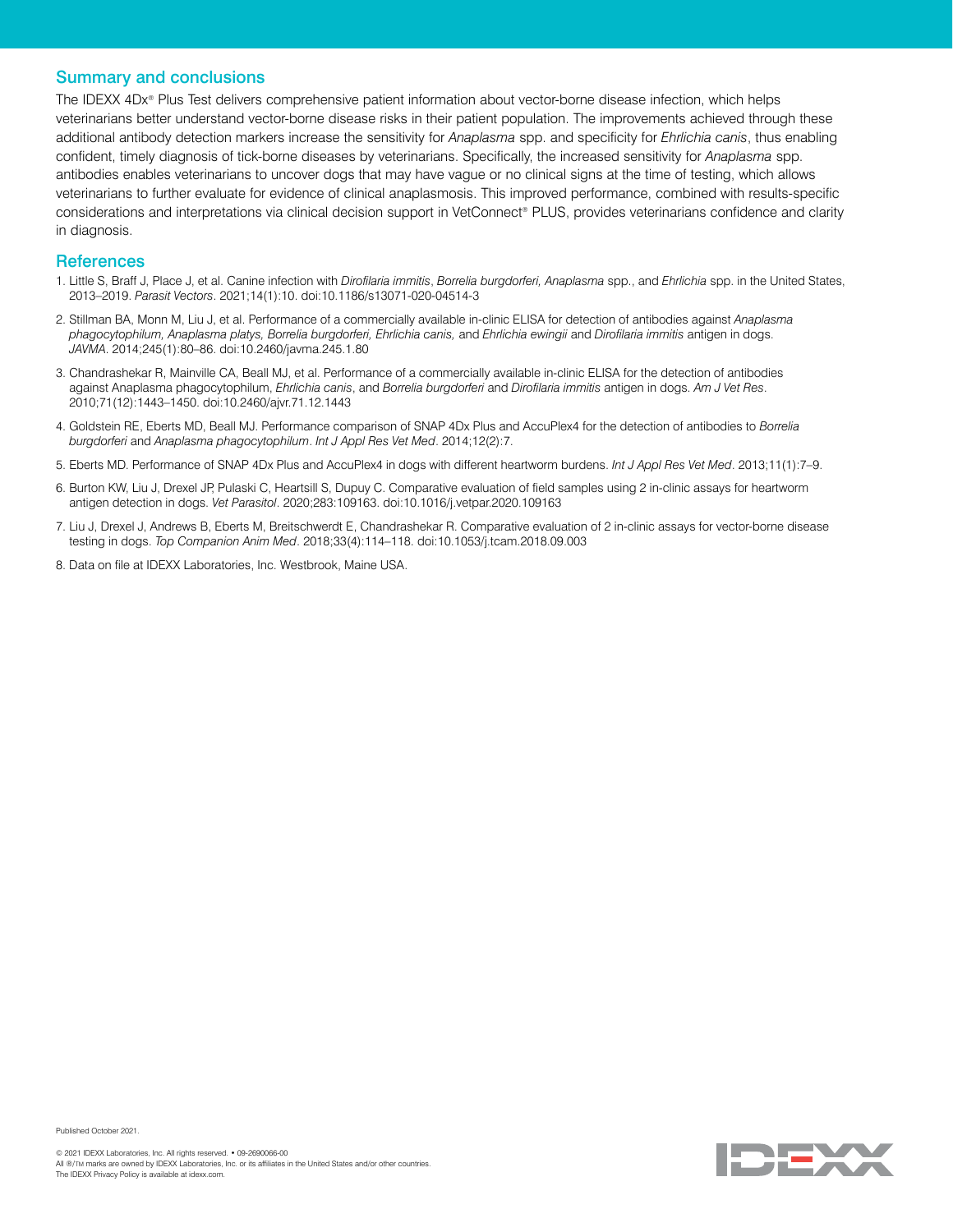## Summary and conclusions

The IDEXX 4Dx® Plus Test delivers comprehensive patient information about vector-borne disease infection, which helps veterinarians better understand vector-borne disease risks in their patient population. The improvements achieved through these additional antibody detection markers increase the sensitivity for *Anaplasma* spp. and specificity for *Ehrlichia canis*, thus enabling confident, timely diagnosis of tick-borne diseases by veterinarians. Specifically, the increased sensitivity for *Anaplasma* spp. antibodies enables veterinarians to uncover dogs that may have vague or no clinical signs at the time of testing, which allows veterinarians to further evaluate for evidence of clinical anaplasmosis. This improved performance, combined with results-specific considerations and interpretations via clinical decision support in VetConnect® PLUS, provides veterinarians confidence and clarity in diagnosis.

## References

1. Little S, Braff J, Place J, et al. Canine infection with *Dirofilaria immitis*, *Borrelia burgdorferi, Anaplasma* spp., and *Ehrlichia* spp. in the United States, 2013–2019. *Parasit Vectors*. 2021;14(1):10. doi:10.1186/s13071-020-04514-3
2. Stillman BA, Monn M, Liu J, et al. Performance of a commercially available in-clinic ELISA for detection of antibodies against *Anaplasma phagocytophilum, Anaplasma platys, Borrelia burgdorferi, Ehrlichia canis,* and *Ehrlichia ewingii* and *Dirofilaria immitis* antigen in dogs. *JAVMA*. 2014;245(1):80–86. doi:10.2460/javma.245.1.80
3. Chandrashekar R, Mainville CA, Beall MJ, et al. Performance of a commercially available in-clinic ELISA for the detection of antibodies against Anaplasma phagocytophilum, *Ehrlichia canis*, and *Borrelia burgdorferi* and *Dirofilaria immitis* antigen in dogs. *Am J Vet Res*. 2010;71(12):1443–1450. doi:10.2460/ajvr.71.12.1443
4. Goldstein RE, Eberts MD, Beall MJ. Performance comparison of SNAP 4Dx Plus and AccuPlex4 for the detection of antibodies to *Borrelia burgdorferi* and *Anaplasma phagocytophilum*. *Int J Appl Res Vet Med*. 2014;12(2):7.
5. Eberts MD. Performance of SNAP 4Dx Plus and AccuPlex4 in dogs with different heartworm burdens. *Int J Appl Res Vet Med*. 2013;11(1):7–9.
6. Burton KW, Liu J, Drexel JP, Pulaski C, Heartsill S, Dupuy C. Comparative evaluation of field samples using 2 in-clinic assays for heartworm antigen detection in dogs. *Vet Parasitol*. 2020;283:109163. doi:10.1016/j.vetpar.2020.109163
7. Liu J, Drexel J, Andrews B, Eberts M, Breitschwerdt E, Chandrashekar R. Comparative evaluation of 2 in-clinic assays for vector-borne disease testing in dogs. *Top Companion Anim Med*. 2018;33(4):114–118. doi:10.1053/j.tcam.2018.09.003
8. Data on file at IDEXX Laboratories, Inc. Westbrook, Maine USA.

Published October 2021.

© 2021 IDEXX Laboratories, Inc. All rights reserved. • 09-2690066-00
All ®/TM marks are owned by IDEXX Laboratories, Inc. or its affiliates in the United States and/or other countries.
The IDEXX Privacy Policy is available at idexx.com.